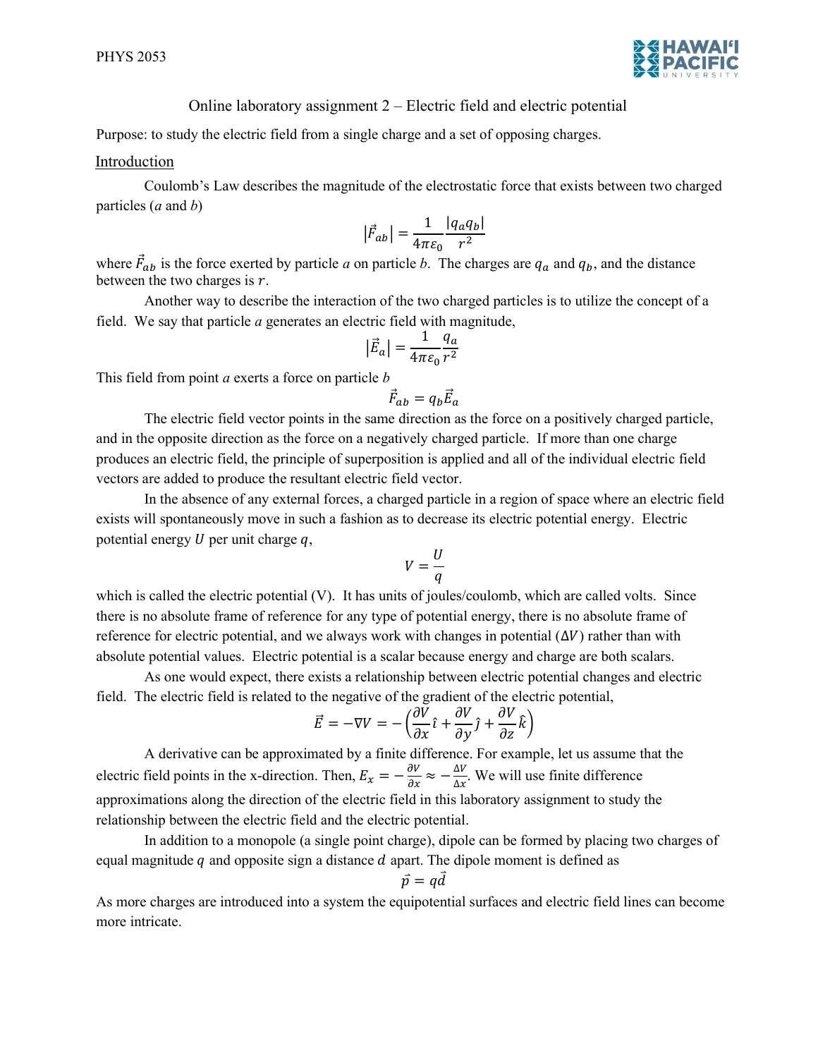# Online laboratory assignment 2 – Electric field and electric potential

Purpose: to study the electric field from a single charge and a set of opposing charges.

## Introduction

Coulomb's Law describes the magnitude of the electrostatic force that exists between two charged particles ($a$ and $b$)

$$\left|\vec{F}_{ab}\right| = \frac{1}{4\pi\varepsilon_0}\frac{|q_a q_b|}{r^2}$$

where $\vec{F}_{ab}$ is the force exerted by particle $a$ on particle $b$. The charges are $q_a$ and $q_b$, and the distance between the two charges is $r$.

Another way to describe the interaction of the two charged particles is to utilize the concept of a field. We say that particle $a$ generates an electric field with magnitude,

$$\left|\vec{E}_a\right| = \frac{1}{4\pi\varepsilon_0}\frac{q_a}{r^2}$$

This field from point $a$ exerts a force on particle $b$

$$\vec{F}_{ab} = q_b\vec{E}_a$$

The electric field vector points in the same direction as the force on a positively charged particle, and in the opposite direction as the force on a negatively charged particle. If more than one charge produces an electric field, the principle of superposition is applied and all of the individual electric field vectors are added to produce the resultant electric field vector.

In the absence of any external forces, a charged particle in a region of space where an electric field exists will spontaneously move in such a fashion as to decrease its electric potential energy. Electric potential energy $U$ per unit charge $q$,

$$V = \frac{U}{q}$$

which is called the electric potential (V). It has units of joules/coulomb, which are called volts. Since there is no absolute frame of reference for any type of potential energy, there is no absolute frame of reference for electric potential, and we always work with changes in potential ($\Delta V$) rather than with absolute potential values. Electric potential is a scalar because energy and charge are both scalars.

As one would expect, there exists a relationship between electric potential changes and electric field. The electric field is related to the negative of the gradient of the electric potential,

$$\vec{E} = -\nabla V = -\left(\frac{\partial V}{\partial x}\hat{\imath} + \frac{\partial V}{\partial y}\hat{\jmath} + \frac{\partial V}{\partial z}\hat{k}\right)$$

A derivative can be approximated by a finite difference. For example, let us assume that the electric field points in the x-direction. Then, $E_x = -\frac{\partial V}{\partial x} \approx -\frac{\Delta V}{\Delta x}$. We will use finite difference approximations along the direction of the electric field in this laboratory assignment to study the relationship between the electric field and the electric potential.

In addition to a monopole (a single point charge), dipole can be formed by placing two charges of equal magnitude $q$ and opposite sign a distance $d$ apart. The dipole moment is defined as

$$\vec{p} = q\vec{d}$$

As more charges are introduced into a system the equipotential surfaces and electric field lines can become more intricate.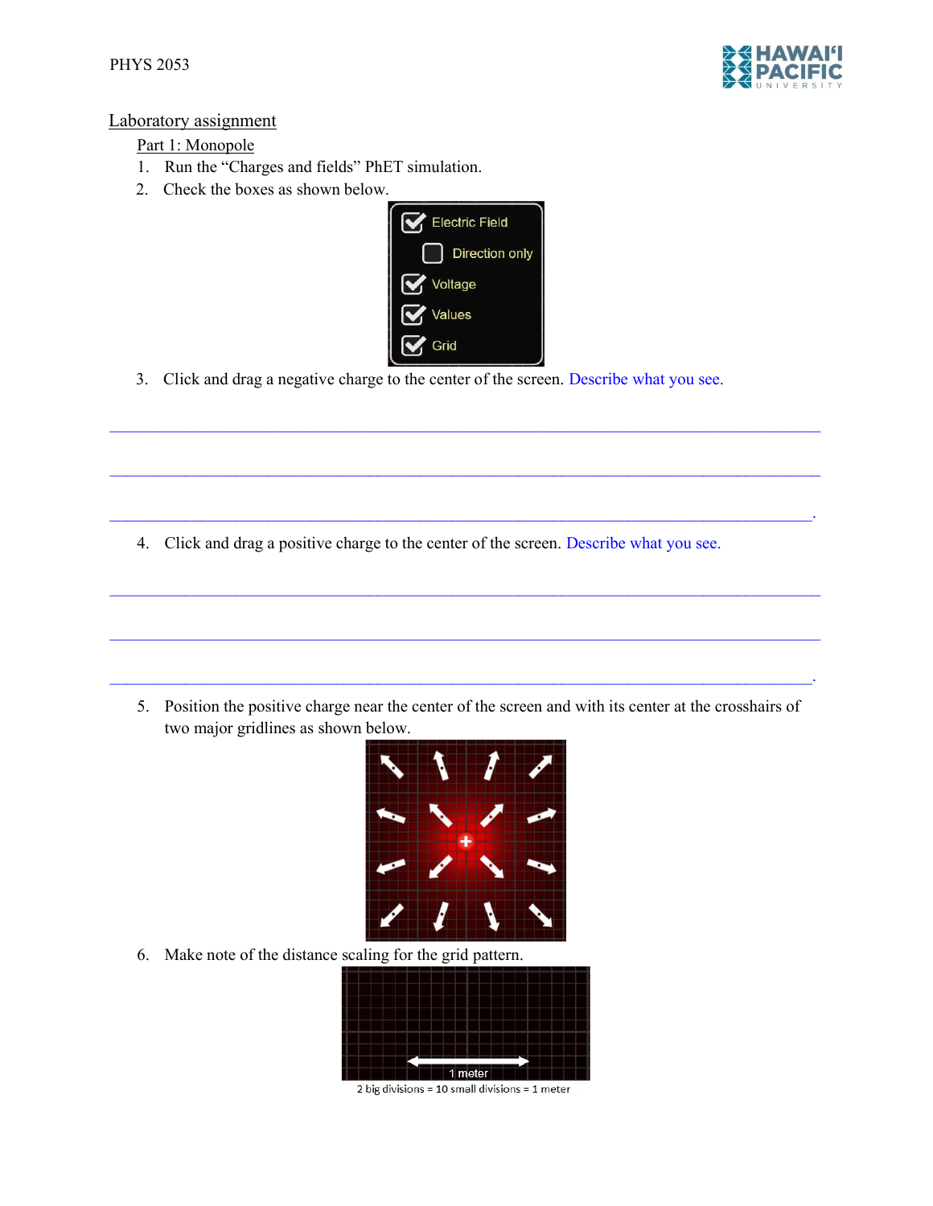## Laboratory assignment

### Part 1: Monopole

1. Run the "Charges and fields" PhET simulation.
2. Check the boxes as shown below.

3. Click and drag a negative charge to the center of the screen. Describe what you see.

_______________________________________________________________________________

_______________________________________________________________________________

_______________________________________________________________________________.

4. Click and drag a positive charge to the center of the screen. Describe what you see.

_______________________________________________________________________________

_______________________________________________________________________________

_______________________________________________________________________________.

5. Position the positive charge near the center of the screen and with its center at the crosshairs of two major gridlines as shown below.

6. Make note of the distance scaling for the grid pattern.

2 big divisions = 10 small divisions = 1 meter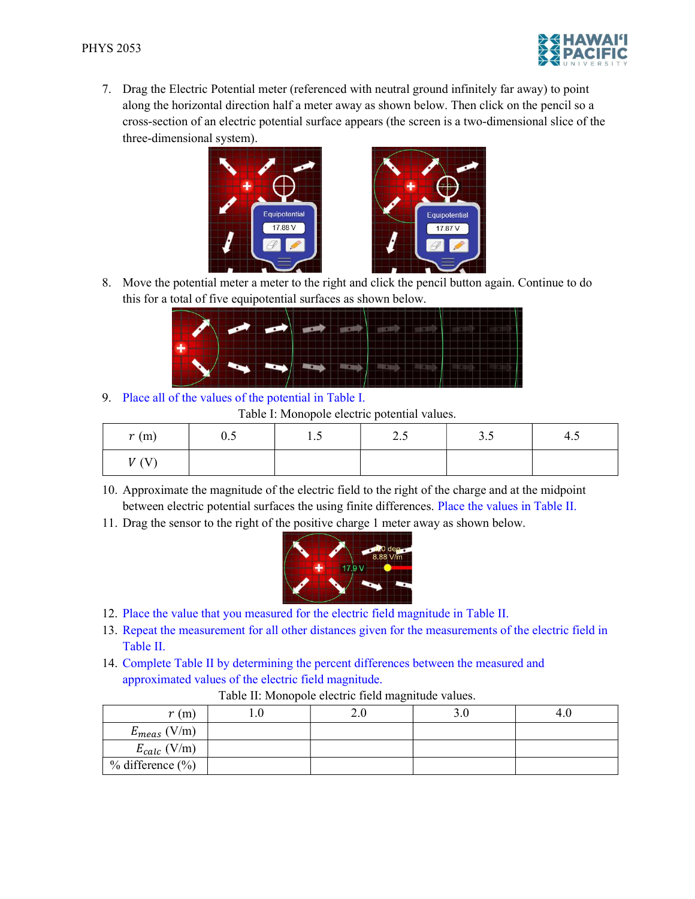7. Drag the Electric Potential meter (referenced with neutral ground infinitely far away) to point along the horizontal direction half a meter away as shown below. Then click on the pencil so a cross-section of an electric potential surface appears (the screen is a two-dimensional slice of the three-dimensional system).

8. Move the potential meter a meter to the right and click the pencil button again. Continue to do this for a total of five equipotential surfaces as shown below.

9. Place all of the values of the potential in Table I.

Table I: Monopole electric potential values.

| $r$ (m) | 0.5 | 1.5 | 2.5 | 3.5 | 4.5 |
|---|---|---|---|---|---|
| $V$ (V) | | | | | |

10. Approximate the magnitude of the electric field to the right of the charge and at the midpoint between electric potential surfaces the using finite differences. Place the values in Table II.

11. Drag the sensor to the right of the positive charge 1 meter away as shown below.

12. Place the value that you measured for the electric field magnitude in Table II.

13. Repeat the measurement for all other distances given for the measurements of the electric field in Table II.

14. Complete Table II by determining the percent differences between the measured and approximated values of the electric field magnitude.

Table II: Monopole electric field magnitude values.

| $r$ (m) | 1.0 | 2.0 | 3.0 | 4.0 |
|---|---|---|---|---|
| $E_{meas}$ (V/m) | | | | |
| $E_{calc}$ (V/m) | | | | |
| % difference (%) | | | | |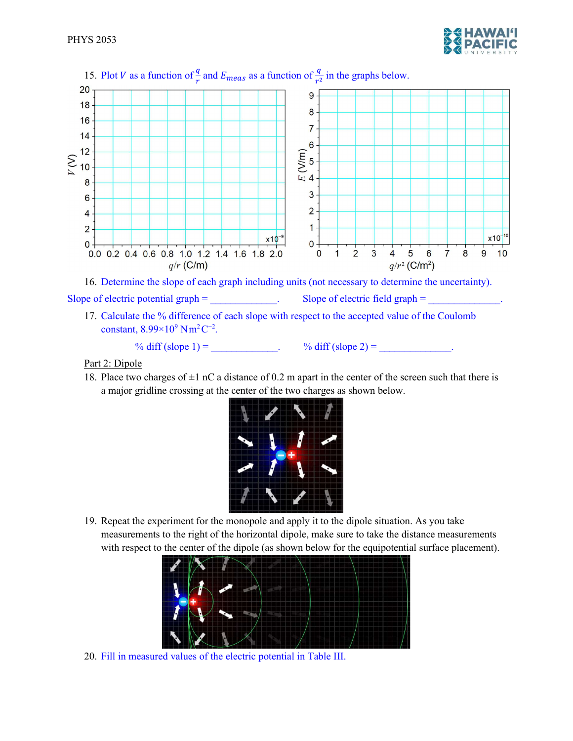15. Plot $V$ as a function of $\frac{q}{r}$ and $E_{meas}$ as a function of $\frac{q}{r^2}$ in the graphs below.

16. Determine the slope of each graph including units (not necessary to determine the uncertainty).

Slope of electric potential graph = _____________. Slope of electric field graph = ______________.

17. Calculate the % difference of each slope with respect to the accepted value of the Coulomb constant, $8.99 \times 10^9\ \mathrm{N\,m^2\,C^{-2}}$.

% diff (slope 1) = _____________. % diff (slope 2) = ______________.

Part 2: Dipole

18. Place two charges of ±1 nC a distance of 0.2 m apart in the center of the screen such that there is a major gridline crossing at the center of the two charges as shown below.

19. Repeat the experiment for the monopole and apply it to the dipole situation. As you take measurements to the right of the horizontal dipole, make sure to take the distance measurements with respect to the center of the dipole (as shown below for the equipotential surface placement).

20. Fill in measured values of the electric potential in Table III.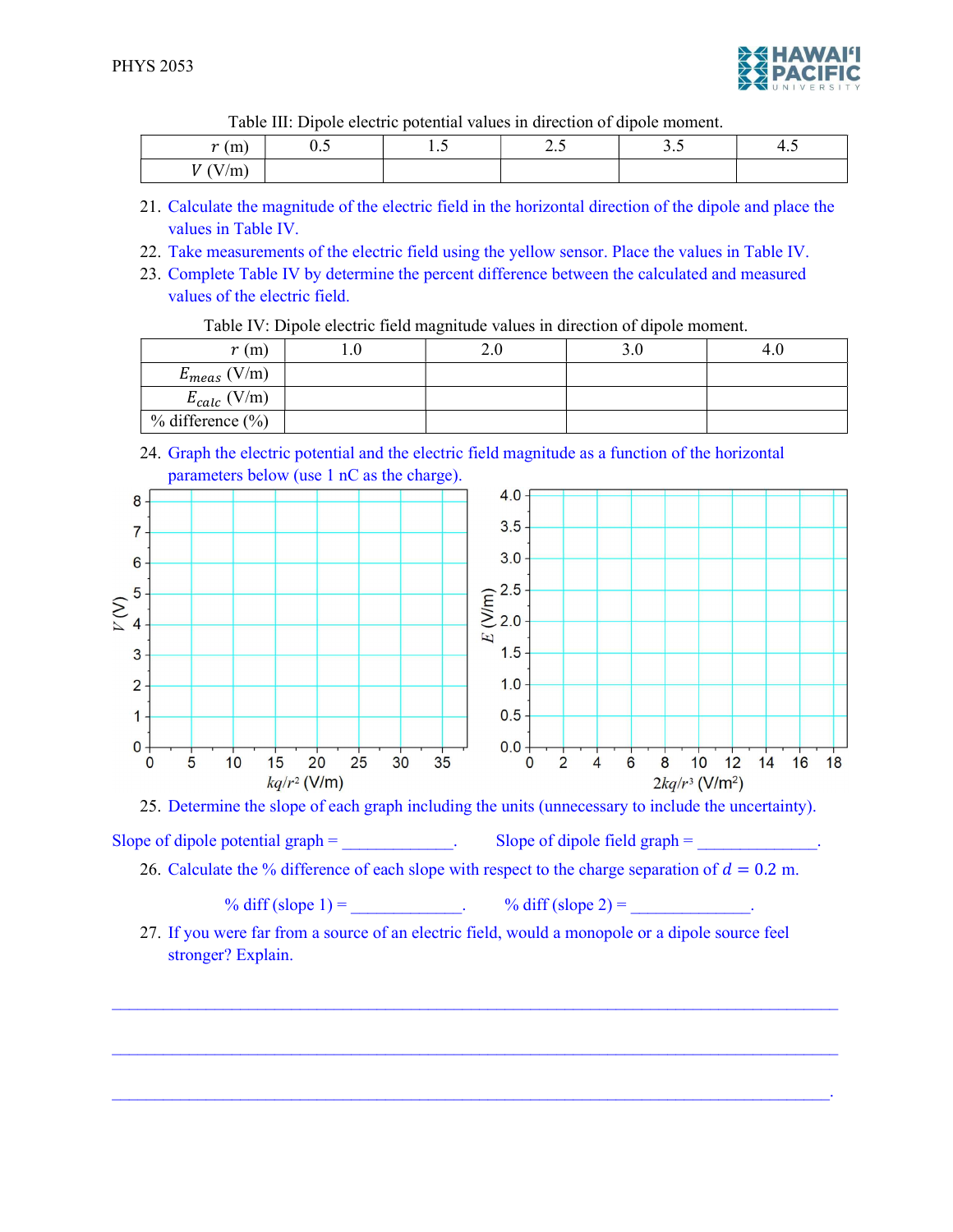Table III: Dipole electric potential values in direction of dipole moment.

| $r$ (m) | 0.5 | 1.5 | 2.5 | 3.5 | 4.5 |
|---|---|---|---|---|---|
| $V$ (V/m) | | | | | |

21. Calculate the magnitude of the electric field in the horizontal direction of the dipole and place the values in Table IV.
22. Take measurements of the electric field using the yellow sensor. Place the values in Table IV.
23. Complete Table IV by determine the percent difference between the calculated and measured values of the electric field.

Table IV: Dipole electric field magnitude values in direction of dipole moment.

| $r$ (m) | 1.0 | 2.0 | 3.0 | 4.0 |
|---|---|---|---|---|
| $E_{meas}$ (V/m) | | | | |
| $E_{calc}$ (V/m) | | | | |
| % difference (%) | | | | |

24. Graph the electric potential and the electric field magnitude as a function of the horizontal parameters below (use 1 nC as the charge).

Left graph: $V$ (V) (0 to 8) vs. $kq/r^2$ (V/m) (0 to 35). Right graph: $E$ (V/m) (0.0 to 4.0) vs. $2kq/r^3$ (V/m²) (0 to 18).

25. Determine the slope of each graph including the units (unnecessary to include the uncertainty).

Slope of dipole potential graph = _____________. Slope of dipole field graph = ______________.

26. Calculate the % difference of each slope with respect to the charge separation of $d = 0.2$ m.

% diff (slope 1) = _____________. % diff (slope 2) = ______________.

27. If you were far from a source of an electric field, would a monopole or a dipole source feel stronger? Explain.

______________________________________________________________________________

______________________________________________________________________________

______________________________________________________________________________.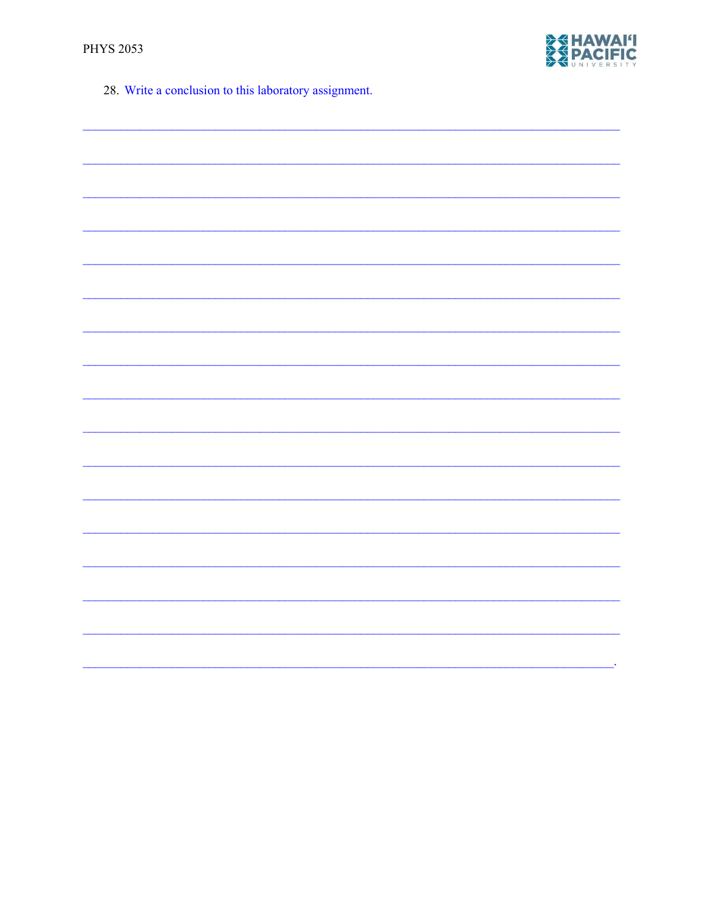28. Write a conclusion to this laboratory assignment.

\_\_\_\_\_\_\_\_\_\_\_\_\_\_\_\_\_\_\_\_\_\_\_\_\_\_\_\_\_\_\_\_\_\_\_\_\_\_\_\_\_\_\_\_\_\_\_\_\_\_\_\_\_\_\_\_\_\_\_\_\_\_\_\_\_\_\_\_\_\_\_\_\_\_\_\_

\_\_\_\_\_\_\_\_\_\_\_\_\_\_\_\_\_\_\_\_\_\_\_\_\_\_\_\_\_\_\_\_\_\_\_\_\_\_\_\_\_\_\_\_\_\_\_\_\_\_\_\_\_\_\_\_\_\_\_\_\_\_\_\_\_\_\_\_\_\_\_\_\_\_\_\_

\_\_\_\_\_\_\_\_\_\_\_\_\_\_\_\_\_\_\_\_\_\_\_\_\_\_\_\_\_\_\_\_\_\_\_\_\_\_\_\_\_\_\_\_\_\_\_\_\_\_\_\_\_\_\_\_\_\_\_\_\_\_\_\_\_\_\_\_\_\_\_\_\_\_\_\_

\_\_\_\_\_\_\_\_\_\_\_\_\_\_\_\_\_\_\_\_\_\_\_\_\_\_\_\_\_\_\_\_\_\_\_\_\_\_\_\_\_\_\_\_\_\_\_\_\_\_\_\_\_\_\_\_\_\_\_\_\_\_\_\_\_\_\_\_\_\_\_\_\_\_\_\_

\_\_\_\_\_\_\_\_\_\_\_\_\_\_\_\_\_\_\_\_\_\_\_\_\_\_\_\_\_\_\_\_\_\_\_\_\_\_\_\_\_\_\_\_\_\_\_\_\_\_\_\_\_\_\_\_\_\_\_\_\_\_\_\_\_\_\_\_\_\_\_\_\_\_\_\_

\_\_\_\_\_\_\_\_\_\_\_\_\_\_\_\_\_\_\_\_\_\_\_\_\_\_\_\_\_\_\_\_\_\_\_\_\_\_\_\_\_\_\_\_\_\_\_\_\_\_\_\_\_\_\_\_\_\_\_\_\_\_\_\_\_\_\_\_\_\_\_\_\_\_\_\_

\_\_\_\_\_\_\_\_\_\_\_\_\_\_\_\_\_\_\_\_\_\_\_\_\_\_\_\_\_\_\_\_\_\_\_\_\_\_\_\_\_\_\_\_\_\_\_\_\_\_\_\_\_\_\_\_\_\_\_\_\_\_\_\_\_\_\_\_\_\_\_\_\_\_\_\_

\_\_\_\_\_\_\_\_\_\_\_\_\_\_\_\_\_\_\_\_\_\_\_\_\_\_\_\_\_\_\_\_\_\_\_\_\_\_\_\_\_\_\_\_\_\_\_\_\_\_\_\_\_\_\_\_\_\_\_\_\_\_\_\_\_\_\_\_\_\_\_\_\_\_\_\_

\_\_\_\_\_\_\_\_\_\_\_\_\_\_\_\_\_\_\_\_\_\_\_\_\_\_\_\_\_\_\_\_\_\_\_\_\_\_\_\_\_\_\_\_\_\_\_\_\_\_\_\_\_\_\_\_\_\_\_\_\_\_\_\_\_\_\_\_\_\_\_\_\_\_\_\_

\_\_\_\_\_\_\_\_\_\_\_\_\_\_\_\_\_\_\_\_\_\_\_\_\_\_\_\_\_\_\_\_\_\_\_\_\_\_\_\_\_\_\_\_\_\_\_\_\_\_\_\_\_\_\_\_\_\_\_\_\_\_\_\_\_\_\_\_\_\_\_\_\_\_\_\_

\_\_\_\_\_\_\_\_\_\_\_\_\_\_\_\_\_\_\_\_\_\_\_\_\_\_\_\_\_\_\_\_\_\_\_\_\_\_\_\_\_\_\_\_\_\_\_\_\_\_\_\_\_\_\_\_\_\_\_\_\_\_\_\_\_\_\_\_\_\_\_\_\_\_\_\_

\_\_\_\_\_\_\_\_\_\_\_\_\_\_\_\_\_\_\_\_\_\_\_\_\_\_\_\_\_\_\_\_\_\_\_\_\_\_\_\_\_\_\_\_\_\_\_\_\_\_\_\_\_\_\_\_\_\_\_\_\_\_\_\_\_\_\_\_\_\_\_\_\_\_\_\_

\_\_\_\_\_\_\_\_\_\_\_\_\_\_\_\_\_\_\_\_\_\_\_\_\_\_\_\_\_\_\_\_\_\_\_\_\_\_\_\_\_\_\_\_\_\_\_\_\_\_\_\_\_\_\_\_\_\_\_\_\_\_\_\_\_\_\_\_\_\_\_\_\_\_\_\_

\_\_\_\_\_\_\_\_\_\_\_\_\_\_\_\_\_\_\_\_\_\_\_\_\_\_\_\_\_\_\_\_\_\_\_\_\_\_\_\_\_\_\_\_\_\_\_\_\_\_\_\_\_\_\_\_\_\_\_\_\_\_\_\_\_\_\_\_\_\_\_\_\_\_\_\_

\_\_\_\_\_\_\_\_\_\_\_\_\_\_\_\_\_\_\_\_\_\_\_\_\_\_\_\_\_\_\_\_\_\_\_\_\_\_\_\_\_\_\_\_\_\_\_\_\_\_\_\_\_\_\_\_\_\_\_\_\_\_\_\_\_\_\_\_\_\_\_\_\_\_\_\_

\_\_\_\_\_\_\_\_\_\_\_\_\_\_\_\_\_\_\_\_\_\_\_\_\_\_\_\_\_\_\_\_\_\_\_\_\_\_\_\_\_\_\_\_\_\_\_\_\_\_\_\_\_\_\_\_\_\_\_\_\_\_\_\_\_\_\_\_\_\_\_\_\_\_\_\_

\_\_\_\_\_\_\_\_\_\_\_\_\_\_\_\_\_\_\_\_\_\_\_\_\_\_\_\_\_\_\_\_\_\_\_\_\_\_\_\_\_\_\_\_\_\_\_\_\_\_\_\_\_\_\_\_\_\_\_\_\_\_\_\_\_\_\_\_\_\_\_\_\_\_\_\_.